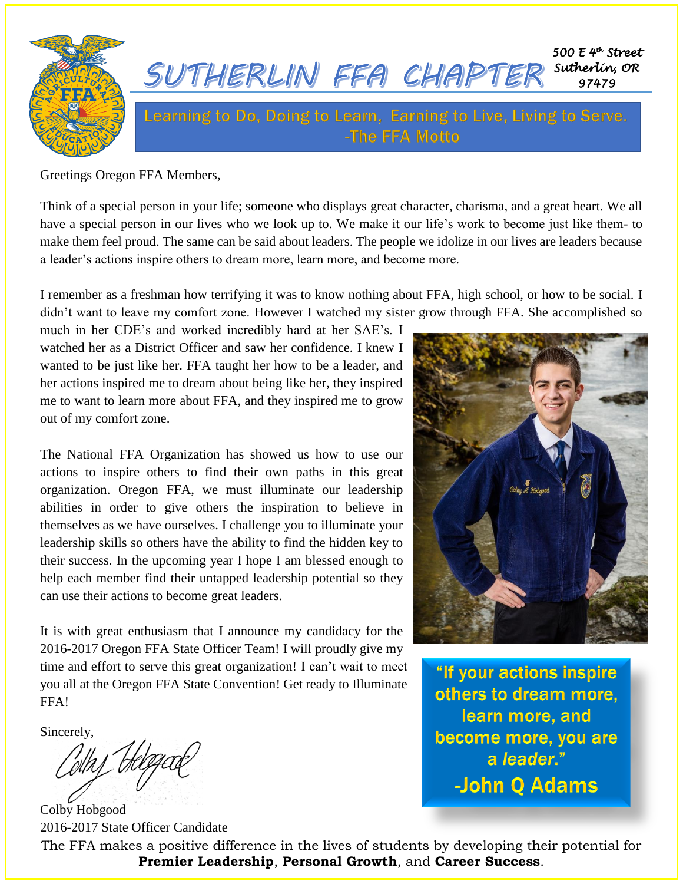# SUTHERLIN FFA CHAPTER

500 E 4th Street
Sutherlin, OR
97479

Learning to Do, Doing to Learn, Earning to Live, Living to Serve.
-The FFA Motto

Greetings Oregon FFA Members,

Think of a special person in your life; someone who displays great character, charisma, and a great heart. We all have a special person in our lives who we look up to. We make it our life's work to become just like them- to make them feel proud. The same can be said about leaders. The people we idolize in our lives are leaders because a leader's actions inspire others to dream more, learn more, and become more.

I remember as a freshman how terrifying it was to know nothing about FFA, high school, or how to be social. I didn't want to leave my comfort zone. However I watched my sister grow through FFA. She accomplished so much in her CDE's and worked incredibly hard at her SAE's. I watched her as a District Officer and saw her confidence. I knew I wanted to be just like her. FFA taught her how to be a leader, and her actions inspired me to dream about being like her, they inspired me to want to learn more about FFA, and they inspired me to grow out of my comfort zone.

The National FFA Organization has showed us how to use our actions to inspire others to find their own paths in this great organization. Oregon FFA, we must illuminate our leadership abilities in order to give others the inspiration to believe in themselves as we have ourselves. I challenge you to illuminate your leadership skills so others have the ability to find the hidden key to their success. In the upcoming year I hope I am blessed enough to help each member find their untapped leadership potential so they can use their actions to become great leaders.

It is with great enthusiasm that I announce my candidacy for the 2016-2017 Oregon FFA State Officer Team! I will proudly give my time and effort to serve this great organization! I can't wait to meet you all at the Oregon FFA State Convention! Get ready to Illuminate FFA!

Sincerely,

Colby Hobgood
2016-2017 State Officer Candidate

**"If your actions inspire others to dream more, learn more, and become more, you are a *leader*."**
**-John Q Adams**

The FFA makes a positive difference in the lives of students by developing their potential for **Premier Leadership**, **Personal Growth**, and **Career Success**.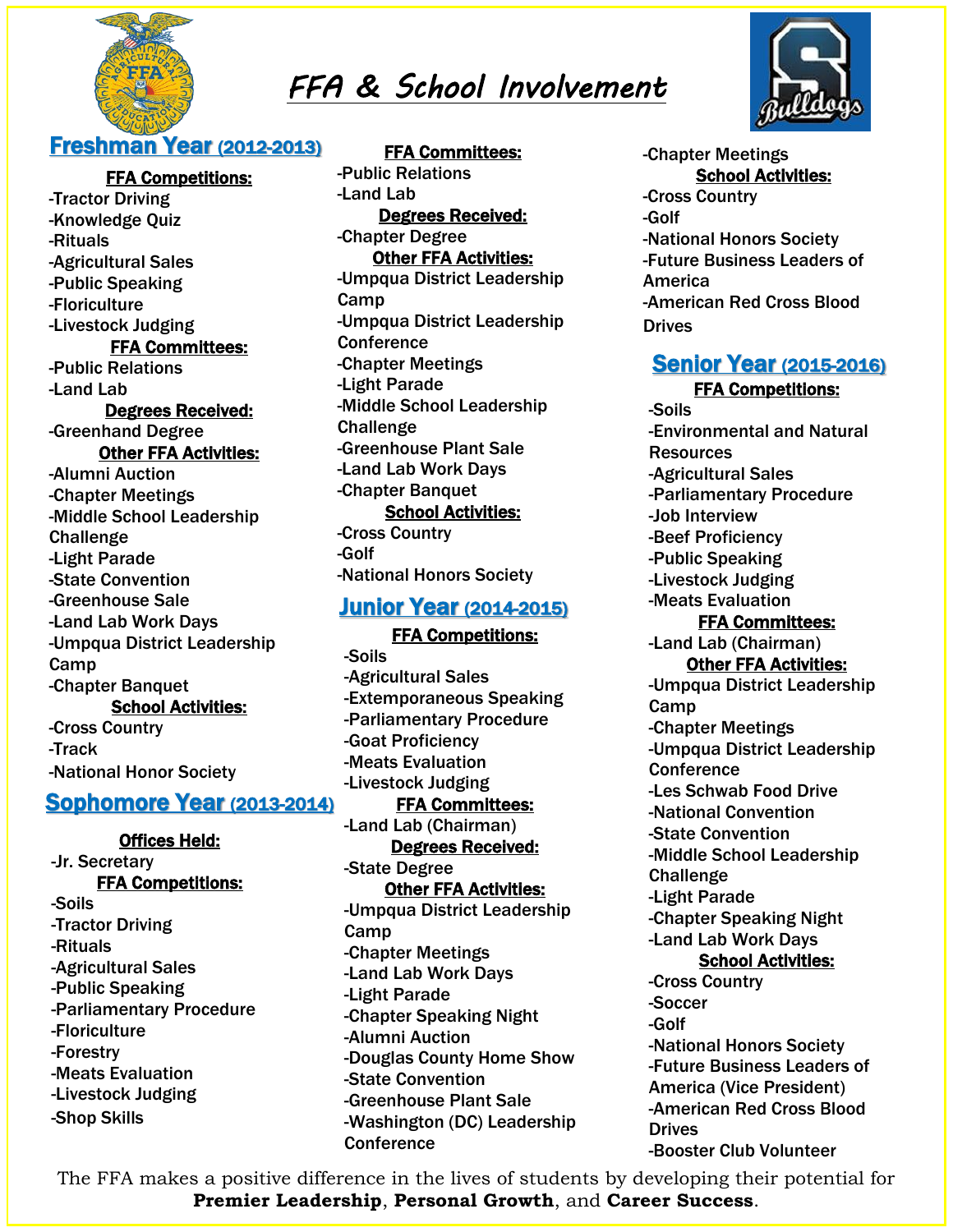# FFA & School Involvement

## Freshman Year (2012-2013)

### FFA Competitions:
-Tractor Driving
-Knowledge Quiz
-Rituals
-Agricultural Sales
-Public Speaking
-Floriculture
-Livestock Judging

### FFA Committees:
-Public Relations
-Land Lab

### Degrees Received:
-Greenhand Degree

### Other FFA Activities:
-Alumni Auction
-Chapter Meetings
-Middle School Leadership Challenge
-Light Parade
-State Convention
-Greenhouse Sale
-Land Lab Work Days
-Umpqua District Leadership Camp
-Chapter Banquet

### School Activities:
-Cross Country
-Track
-National Honor Society

## Sophomore Year (2013-2014)

### Offices Held:
-Jr. Secretary

### FFA Competitions:
-Soils
-Tractor Driving
-Rituals
-Agricultural Sales
-Public Speaking
-Parliamentary Procedure
-Floriculture
-Forestry
-Meats Evaluation
-Livestock Judging
-Shop Skills

### FFA Committees:
-Public Relations
-Land Lab

### Degrees Received:
-Chapter Degree

### Other FFA Activities:
-Umpqua District Leadership Camp
-Umpqua District Leadership Conference
-Chapter Meetings
-Light Parade
-Middle School Leadership Challenge
-Greenhouse Plant Sale
-Land Lab Work Days
-Chapter Banquet

### School Activities:
-Cross Country
-Golf
-National Honors Society

## Junior Year (2014-2015)

### FFA Competitions:
-Soils
-Agricultural Sales
-Extemporaneous Speaking
-Parliamentary Procedure
-Goat Proficiency
-Meats Evaluation
-Livestock Judging

### FFA Committees:
-Land Lab (Chairman)

### Degrees Received:
-State Degree

### Other FFA Activities:
-Umpqua District Leadership Camp
-Chapter Meetings
-Land Lab Work Days
-Light Parade
-Chapter Speaking Night
-Alumni Auction
-Douglas County Home Show
-State Convention
-Greenhouse Plant Sale
-Washington (DC) Leadership Conference
-Chapter Meetings

### School Activities:
-Cross Country
-Golf
-National Honors Society
-Future Business Leaders of America
-American Red Cross Blood Drives

## Senior Year (2015-2016)

### FFA Competitions:
-Soils
-Environmental and Natural Resources
-Agricultural Sales
-Parliamentary Procedure
-Job Interview
-Beef Proficiency
-Public Speaking
-Livestock Judging
-Meats Evaluation

### FFA Committees:
-Land Lab (Chairman)

### Other FFA Activities:
-Umpqua District Leadership Camp
-Chapter Meetings
-Umpqua District Leadership Conference
-Les Schwab Food Drive
-National Convention
-State Convention
-Middle School Leadership Challenge
-Light Parade
-Chapter Speaking Night
-Land Lab Work Days

### School Activities:
-Cross Country
-Soccer
-Golf
-National Honors Society
-Future Business Leaders of America (Vice President)
-American Red Cross Blood Drives
-Booster Club Volunteer

The FFA makes a positive difference in the lives of students by developing their potential for **Premier Leadership**, **Personal Growth**, and **Career Success**.